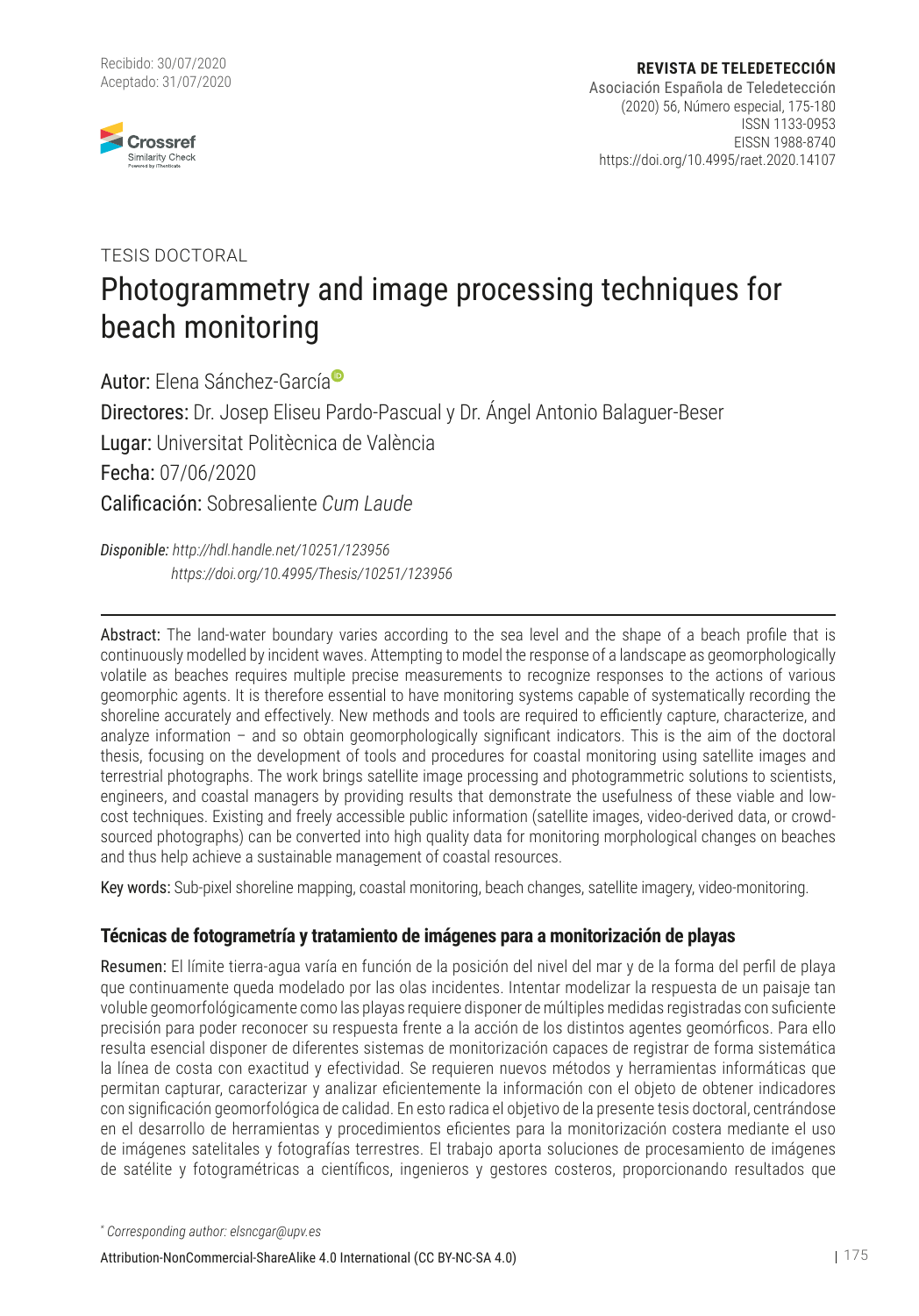Recibido: 30/07/2020
Aceptado: 31/07/2020

**REVISTA DE TELEDETECCIÓN**
Asociación Española de Teledetección
(2020) 56, Número especial, 175-180
ISSN 1133-0953
EISSN 1988-8740
https://doi.org/10.4995/raet.2020.14107

TESIS DOCTORAL

# Photogrammetry and image processing techniques for beach monitoring

**Autor:** Elena Sánchez-García

**Directores:** Dr. Josep Eliseu Pardo-Pascual y Dr. Ángel Antonio Balaguer-Beser

**Lugar:** Universitat Politècnica de València

**Fecha:** 07/06/2020

**Calificación:** Sobresaliente *Cum Laude*

***Disponible:*** *http://hdl.handle.net/10251/123956*
*https://doi.org/10.4995/Thesis/10251/123956*

---

**Abstract:** The land-water boundary varies according to the sea level and the shape of a beach profile that is continuously modelled by incident waves. Attempting to model the response of a landscape as geomorphologically volatile as beaches requires multiple precise measurements to recognize responses to the actions of various geomorphic agents. It is therefore essential to have monitoring systems capable of systematically recording the shoreline accurately and effectively. New methods and tools are required to efficiently capture, characterize, and analyze information – and so obtain geomorphologically significant indicators. This is the aim of the doctoral thesis, focusing on the development of tools and procedures for coastal monitoring using satellite images and terrestrial photographs. The work brings satellite image processing and photogrammetric solutions to scientists, engineers, and coastal managers by providing results that demonstrate the usefulness of these viable and low-cost techniques. Existing and freely accessible public information (satellite images, video-derived data, or crowd-sourced photographs) can be converted into high quality data for monitoring morphological changes on beaches and thus help achieve a sustainable management of coastal resources.

**Key words:** Sub-pixel shoreline mapping, coastal monitoring, beach changes, satellite imagery, video-monitoring.

### Técnicas de fotogrametría y tratamiento de imágenes para a monitorización de playas

**Resumen:** El límite tierra-agua varía en función de la posición del nivel del mar y de la forma del perfil de playa que continuamente queda modelado por las olas incidentes. Intentar modelizar la respuesta de un paisaje tan voluble geomorfológicamente como las playas requiere disponer de múltiples medidas registradas con suficiente precisión para poder reconocer su respuesta frente a la acción de los distintos agentes geomórficos. Para ello resulta esencial disponer de diferentes sistemas de monitorización capaces de registrar de forma sistemática la línea de costa con exactitud y efectividad. Se requieren nuevos métodos y herramientas informáticas que permitan capturar, caracterizar y analizar eficientemente la información con el objeto de obtener indicadores con significación geomorfológica de calidad. En esto radica el objetivo de la presente tesis doctoral, centrándose en el desarrollo de herramientas y procedimientos eficientes para la monitorización costera mediante el uso de imágenes satelitales y fotografías terrestres. El trabajo aporta soluciones de procesamiento de imágenes de satélite y fotogramétricas a científicos, ingenieros y gestores costeros, proporcionando resultados que

\* *Corresponding author: elsncgar@upv.es*

Attribution-NonCommercial-ShareAlike 4.0 International (CC BY-NC-SA 4.0)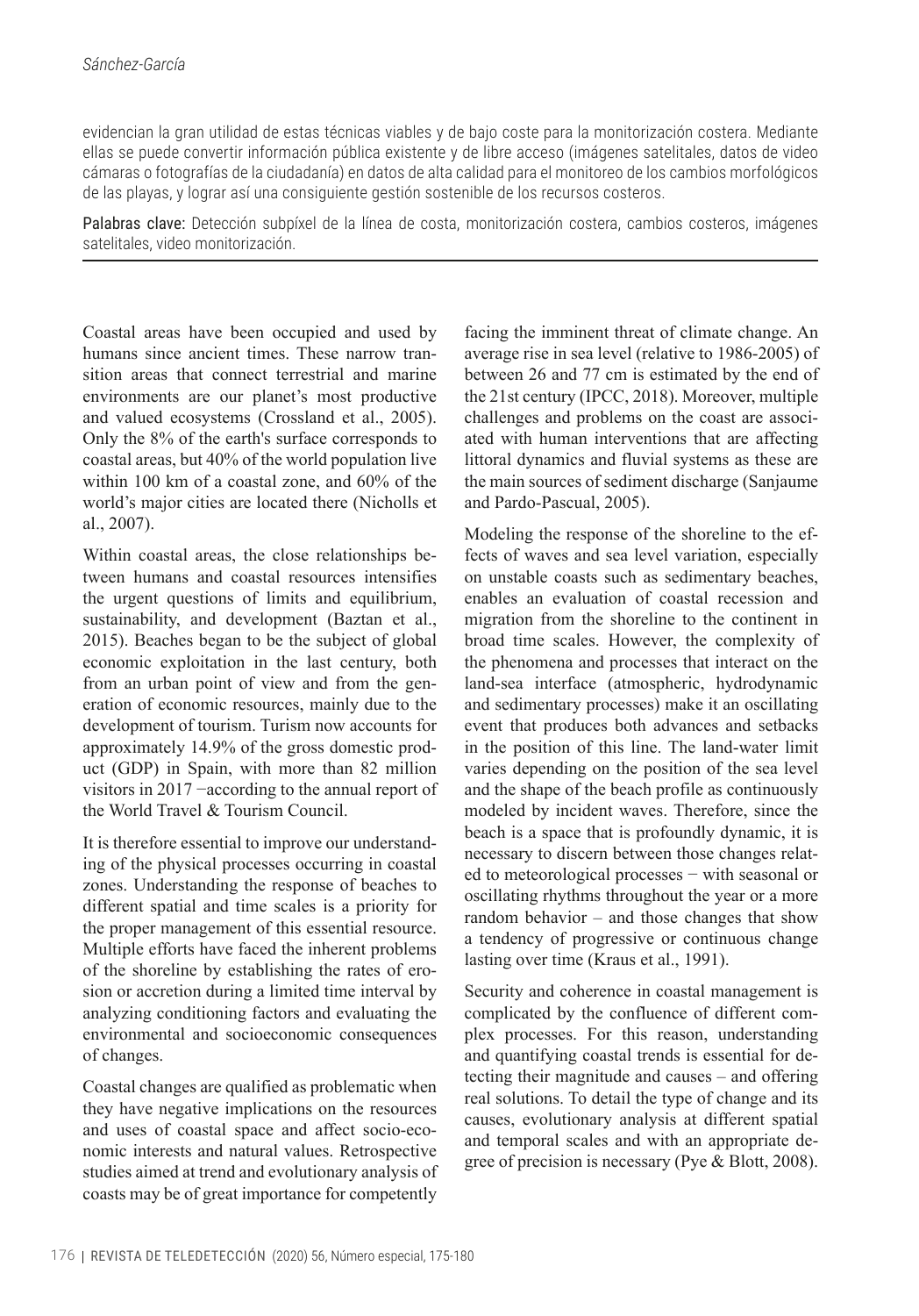evidencian la gran utilidad de estas técnicas viables y de bajo coste para la monitorización costera. Mediante ellas se puede convertir información pública existente y de libre acceso (imágenes satelitales, datos de video cámaras o fotografías de la ciudadanía) en datos de alta calidad para el monitoreo de los cambios morfológicos de las playas, y lograr así una consiguiente gestión sostenible de los recursos costeros.

Palabras clave: Detección subpíxel de la línea de costa, monitorización costera, cambios costeros, imágenes satelitales, video monitorización.

Coastal areas have been occupied and used by humans since ancient times. These narrow transition areas that connect terrestrial and marine environments are our planet's most productive and valued ecosystems (Crossland et al., 2005). Only the 8% of the earth's surface corresponds to coastal areas, but 40% of the world population live within 100 km of a coastal zone, and 60% of the world's major cities are located there (Nicholls et al., 2007).

Within coastal areas, the close relationships between humans and coastal resources intensifies the urgent questions of limits and equilibrium, sustainability, and development (Baztan et al., 2015). Beaches began to be the subject of global economic exploitation in the last century, both from an urban point of view and from the generation of economic resources, mainly due to the development of tourism. Turism now accounts for approximately 14.9% of the gross domestic product (GDP) in Spain, with more than 82 million visitors in 2017 −according to the annual report of the World Travel & Tourism Council.

It is therefore essential to improve our understanding of the physical processes occurring in coastal zones. Understanding the response of beaches to different spatial and time scales is a priority for the proper management of this essential resource. Multiple efforts have faced the inherent problems of the shoreline by establishing the rates of erosion or accretion during a limited time interval by analyzing conditioning factors and evaluating the environmental and socioeconomic consequences of changes.

Coastal changes are qualified as problematic when they have negative implications on the resources and uses of coastal space and affect socio-economic interests and natural values. Retrospective studies aimed at trend and evolutionary analysis of coasts may be of great importance for competently facing the imminent threat of climate change. An average rise in sea level (relative to 1986-2005) of between 26 and 77 cm is estimated by the end of the 21st century (IPCC, 2018). Moreover, multiple challenges and problems on the coast are associated with human interventions that are affecting littoral dynamics and fluvial systems as these are the main sources of sediment discharge (Sanjaume and Pardo-Pascual, 2005).

Modeling the response of the shoreline to the effects of waves and sea level variation, especially on unstable coasts such as sedimentary beaches, enables an evaluation of coastal recession and migration from the shoreline to the continent in broad time scales. However, the complexity of the phenomena and processes that interact on the land-sea interface (atmospheric, hydrodynamic and sedimentary processes) make it an oscillating event that produces both advances and setbacks in the position of this line. The land-water limit varies depending on the position of the sea level and the shape of the beach profile as continuously modeled by incident waves. Therefore, since the beach is a space that is profoundly dynamic, it is necessary to discern between those changes related to meteorological processes − with seasonal or oscillating rhythms throughout the year or a more random behavior – and those changes that show a tendency of progressive or continuous change lasting over time (Kraus et al., 1991).

Security and coherence in coastal management is complicated by the confluence of different complex processes. For this reason, understanding and quantifying coastal trends is essential for detecting their magnitude and causes – and offering real solutions. To detail the type of change and its causes, evolutionary analysis at different spatial and temporal scales and with an appropriate degree of precision is necessary (Pye & Blott, 2008).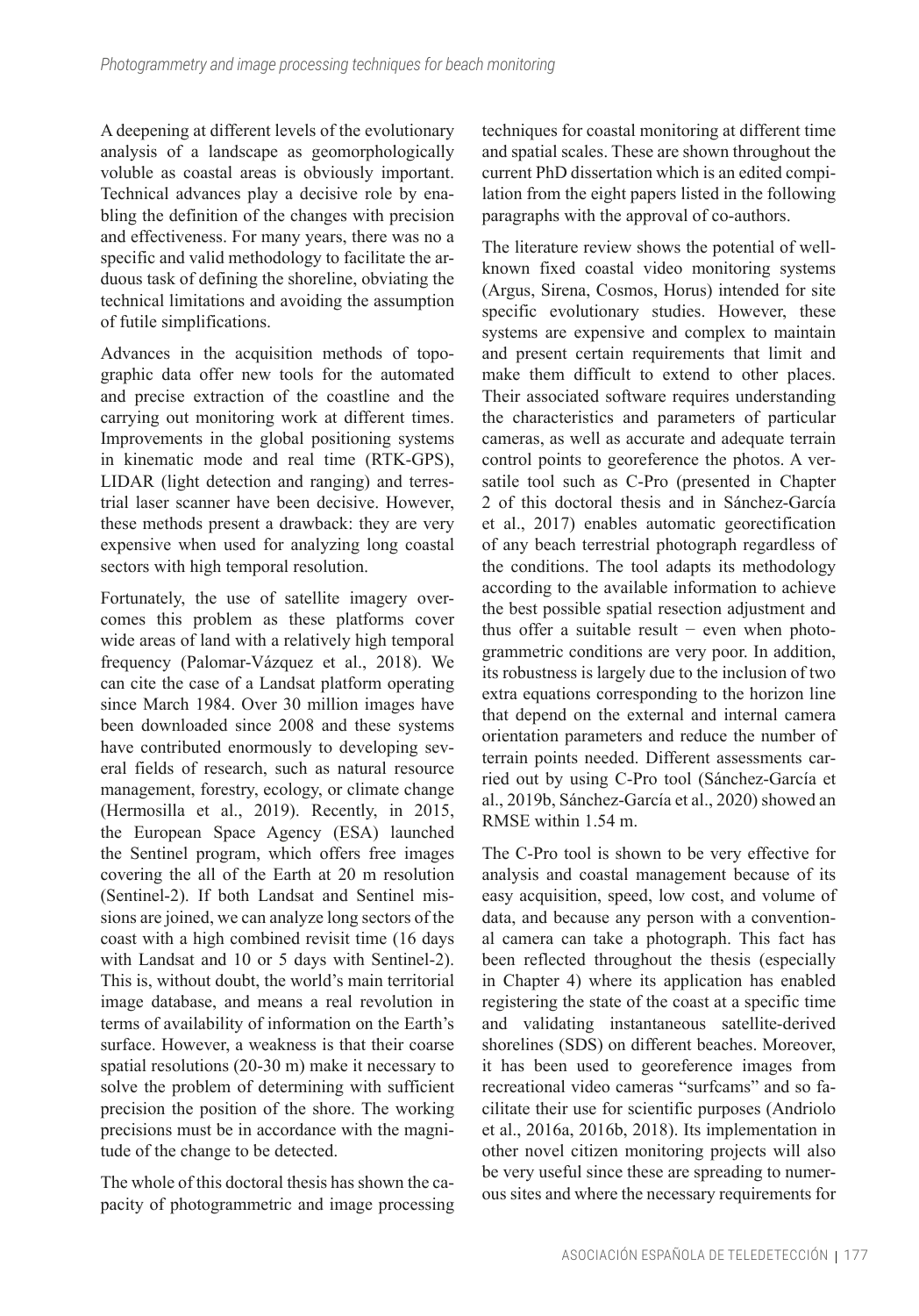A deepening at different levels of the evolutionary analysis of a landscape as geomorphologically voluble as coastal areas is obviously important. Technical advances play a decisive role by enabling the definition of the changes with precision and effectiveness. For many years, there was no a specific and valid methodology to facilitate the arduous task of defining the shoreline, obviating the technical limitations and avoiding the assumption of futile simplifications.

Advances in the acquisition methods of topographic data offer new tools for the automated and precise extraction of the coastline and the carrying out monitoring work at different times. Improvements in the global positioning systems in kinematic mode and real time (RTK-GPS), LIDAR (light detection and ranging) and terrestrial laser scanner have been decisive. However, these methods present a drawback: they are very expensive when used for analyzing long coastal sectors with high temporal resolution.

Fortunately, the use of satellite imagery overcomes this problem as these platforms cover wide areas of land with a relatively high temporal frequency (Palomar-Vázquez et al., 2018). We can cite the case of a Landsat platform operating since March 1984. Over 30 million images have been downloaded since 2008 and these systems have contributed enormously to developing several fields of research, such as natural resource management, forestry, ecology, or climate change (Hermosilla et al., 2019). Recently, in 2015, the European Space Agency (ESA) launched the Sentinel program, which offers free images covering the all of the Earth at 20 m resolution (Sentinel-2). If both Landsat and Sentinel missions are joined, we can analyze long sectors of the coast with a high combined revisit time (16 days with Landsat and 10 or 5 days with Sentinel-2). This is, without doubt, the world's main territorial image database, and means a real revolution in terms of availability of information on the Earth's surface. However, a weakness is that their coarse spatial resolutions (20-30 m) make it necessary to solve the problem of determining with sufficient precision the position of the shore. The working precisions must be in accordance with the magnitude of the change to be detected.

The whole of this doctoral thesis has shown the capacity of photogrammetric and image processing techniques for coastal monitoring at different time and spatial scales. These are shown throughout the current PhD dissertation which is an edited compilation from the eight papers listed in the following paragraphs with the approval of co-authors.

The literature review shows the potential of well-known fixed coastal video monitoring systems (Argus, Sirena, Cosmos, Horus) intended for site specific evolutionary studies. However, these systems are expensive and complex to maintain and present certain requirements that limit and make them difficult to extend to other places. Their associated software requires understanding the characteristics and parameters of particular cameras, as well as accurate and adequate terrain control points to georeference the photos. A versatile tool such as C-Pro (presented in Chapter 2 of this doctoral thesis and in Sánchez-García et al., 2017) enables automatic georectification of any beach terrestrial photograph regardless of the conditions. The tool adapts its methodology according to the available information to achieve the best possible spatial resection adjustment and thus offer a suitable result − even when photogrammetric conditions are very poor. In addition, its robustness is largely due to the inclusion of two extra equations corresponding to the horizon line that depend on the external and internal camera orientation parameters and reduce the number of terrain points needed. Different assessments carried out by using C-Pro tool (Sánchez-García et al., 2019b, Sánchez-García et al., 2020) showed an RMSE within 1.54 m.

The C-Pro tool is shown to be very effective for analysis and coastal management because of its easy acquisition, speed, low cost, and volume of data, and because any person with a conventional camera can take a photograph. This fact has been reflected throughout the thesis (especially in Chapter 4) where its application has enabled registering the state of the coast at a specific time and validating instantaneous satellite-derived shorelines (SDS) on different beaches. Moreover, it has been used to georeference images from recreational video cameras "surfcams" and so facilitate their use for scientific purposes (Andriolo et al., 2016a, 2016b, 2018). Its implementation in other novel citizen monitoring projects will also be very useful since these are spreading to numerous sites and where the necessary requirements for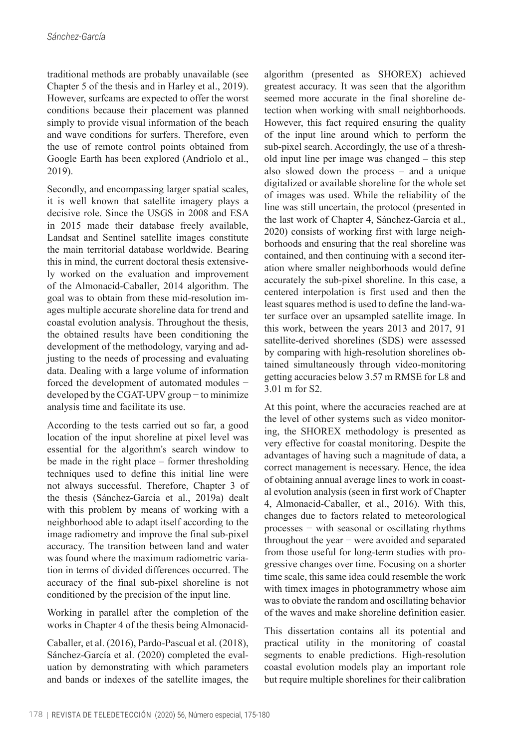traditional methods are probably unavailable (see Chapter 5 of the thesis and in Harley et al., 2019). However, surfcams are expected to offer the worst conditions because their placement was planned simply to provide visual information of the beach and wave conditions for surfers. Therefore, even the use of remote control points obtained from Google Earth has been explored (Andriolo et al., 2019).

Secondly, and encompassing larger spatial scales, it is well known that satellite imagery plays a decisive role. Since the USGS in 2008 and ESA in 2015 made their database freely available, Landsat and Sentinel satellite images constitute the main territorial database worldwide. Bearing this in mind, the current doctoral thesis extensively worked on the evaluation and improvement of the Almonacid-Caballer, 2014 algorithm. The goal was to obtain from these mid-resolution images multiple accurate shoreline data for trend and coastal evolution analysis. Throughout the thesis, the obtained results have been conditioning the development of the methodology, varying and adjusting to the needs of processing and evaluating data. Dealing with a large volume of information forced the development of automated modules − developed by the CGAT-UPV group − to minimize analysis time and facilitate its use.

According to the tests carried out so far, a good location of the input shoreline at pixel level was essential for the algorithm's search window to be made in the right place – former thresholding techniques used to define this initial line were not always successful. Therefore, Chapter 3 of the thesis (Sánchez-García et al., 2019a) dealt with this problem by means of working with a neighborhood able to adapt itself according to the image radiometry and improve the final sub-pixel accuracy. The transition between land and water was found where the maximum radiometric variation in terms of divided differences occurred. The accuracy of the final sub-pixel shoreline is not conditioned by the precision of the input line.

Working in parallel after the completion of the works in Chapter 4 of the thesis being Almonacid-Caballer, et al. (2016), Pardo-Pascual et al. (2018), Sánchez-García et al. (2020) completed the evaluation by demonstrating with which parameters and bands or indexes of the satellite images, the algorithm (presented as SHOREX) achieved greatest accuracy. It was seen that the algorithm seemed more accurate in the final shoreline detection when working with small neighborhoods. However, this fact required ensuring the quality of the input line around which to perform the sub-pixel search. Accordingly, the use of a threshold input line per image was changed – this step also slowed down the process – and a unique digitalized or available shoreline for the whole set of images was used. While the reliability of the line was still uncertain, the protocol (presented in the last work of Chapter 4, Sánchez-García et al., 2020) consists of working first with large neighborhoods and ensuring that the real shoreline was contained, and then continuing with a second iteration where smaller neighborhoods would define accurately the sub-pixel shoreline. In this case, a centered interpolation is first used and then the least squares method is used to define the land-water surface over an upsampled satellite image. In this work, between the years 2013 and 2017, 91 satellite-derived shorelines (SDS) were assessed by comparing with high-resolution shorelines obtained simultaneously through video-monitoring getting accuracies below 3.57 m RMSE for L8 and 3.01 m for S2.

At this point, where the accuracies reached are at the level of other systems such as video monitoring, the SHOREX methodology is presented as very effective for coastal monitoring. Despite the advantages of having such a magnitude of data, a correct management is necessary. Hence, the idea of obtaining annual average lines to work in coastal evolution analysis (seen in first work of Chapter 4, Almonacid-Caballer, et al., 2016). With this, changes due to factors related to meteorological processes − with seasonal or oscillating rhythms throughout the year − were avoided and separated from those useful for long-term studies with progressive changes over time. Focusing on a shorter time scale, this same idea could resemble the work with timex images in photogrammetry whose aim was to obviate the random and oscillating behavior of the waves and make shoreline definition easier.

This dissertation contains all its potential and practical utility in the monitoring of coastal segments to enable predictions. High-resolution coastal evolution models play an important role but require multiple shorelines for their calibration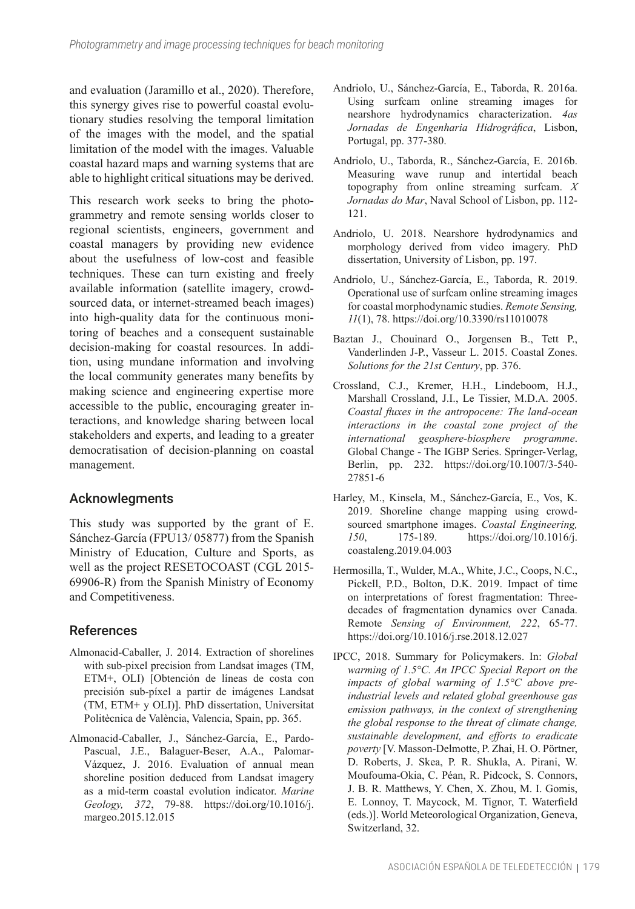and evaluation (Jaramillo et al., 2020). Therefore, this synergy gives rise to powerful coastal evolutionary studies resolving the temporal limitation of the images with the model, and the spatial limitation of the model with the images. Valuable coastal hazard maps and warning systems that are able to highlight critical situations may be derived.

This research work seeks to bring the photogrammetry and remote sensing worlds closer to regional scientists, engineers, government and coastal managers by providing new evidence about the usefulness of low-cost and feasible techniques. These can turn existing and freely available information (satellite imagery, crowd-sourced data, or internet-streamed beach images) into high-quality data for the continuous monitoring of beaches and a consequent sustainable decision-making for coastal resources. In addition, using mundane information and involving the local community generates many benefits by making science and engineering expertise more accessible to the public, encouraging greater interactions, and knowledge sharing between local stakeholders and experts, and leading to a greater democratisation of decision-planning on coastal management.

## Acknowlegments

This study was supported by the grant of E. Sánchez-García (FPU13/ 05877) from the Spanish Ministry of Education, Culture and Sports, as well as the project RESETOCOAST (CGL 2015-69906-R) from the Spanish Ministry of Economy and Competitiveness.

## References

Almonacid-Caballer, J. 2014. Extraction of shorelines with sub-pixel precision from Landsat images (TM, ETM+, OLI) [Obtención de líneas de costa con precisión sub-píxel a partir de imágenes Landsat (TM, ETM+ y OLI)]. PhD dissertation, Universitat Politècnica de València, Valencia, Spain, pp. 365.

Almonacid-Caballer, J., Sánchez-García, E., Pardo-Pascual, J.E., Balaguer-Beser, A.A., Palomar-Vázquez, J. 2016. Evaluation of annual mean shoreline position deduced from Landsat imagery as a mid-term coastal evolution indicator. *Marine Geology, 372*, 79-88. https://doi.org/10.1016/j.margeo.2015.12.015

Andriolo, U., Sánchez-García, E., Taborda, R. 2016a. Using surfcam online streaming images for nearshore hydrodynamics characterization. *4as Jornadas de Engenharia Hidrográfica*, Lisbon, Portugal, pp. 377-380.

Andriolo, U., Taborda, R., Sánchez-García, E. 2016b. Measuring wave runup and intertidal beach topography from online streaming surfcam. *X Jornadas do Mar*, Naval School of Lisbon, pp. 112-121.

Andriolo, U. 2018. Nearshore hydrodynamics and morphology derived from video imagery. PhD dissertation, University of Lisbon, pp. 197.

Andriolo, U., Sánchez-García, E., Taborda, R. 2019. Operational use of surfcam online streaming images for coastal morphodynamic studies. *Remote Sensing, 11*(1), 78. https://doi.org/10.3390/rs11010078

Baztan J., Chouinard O., Jorgensen B., Tett P., Vanderlinden J-P., Vasseur L. 2015. Coastal Zones. *Solutions for the 21st Century*, pp. 376.

Crossland, C.J., Kremer, H.H., Lindeboom, H.J., Marshall Crossland, J.I., Le Tissier, M.D.A. 2005. *Coastal fluxes in the antropocene: The land-ocean interactions in the coastal zone project of the international geosphere-biosphere programme*. Global Change - The IGBP Series. Springer-Verlag, Berlin, pp. 232. https://doi.org/10.1007/3-540-27851-6

Harley, M., Kinsela, M., Sánchez-García, E., Vos, K. 2019. Shoreline change mapping using crowd-sourced smartphone images. *Coastal Engineering, 150*, 175-189. https://doi.org/10.1016/j.coastaleng.2019.04.003

Hermosilla, T., Wulder, M.A., White, J.C., Coops, N.C., Pickell, P.D., Bolton, D.K. 2019. Impact of time on interpretations of forest fragmentation: Three-decades of fragmentation dynamics over Canada. Remote *Sensing of Environment, 222*, 65-77. https://doi.org/10.1016/j.rse.2018.12.027

IPCC, 2018. Summary for Policymakers. In: *Global warming of 1.5°C. An IPCC Special Report on the impacts of global warming of 1.5°C above pre-industrial levels and related global greenhouse gas emission pathways, in the context of strengthening the global response to the threat of climate change, sustainable development, and efforts to eradicate poverty* [V. Masson-Delmotte, P. Zhai, H. O. Pörtner, D. Roberts, J. Skea, P. R. Shukla, A. Pirani, W. Moufouma-Okia, C. Péan, R. Pidcock, S. Connors, J. B. R. Matthews, Y. Chen, X. Zhou, M. I. Gomis, E. Lonnoy, T. Maycock, M. Tignor, T. Waterfield (eds.)]. World Meteorological Organization, Geneva, Switzerland, 32.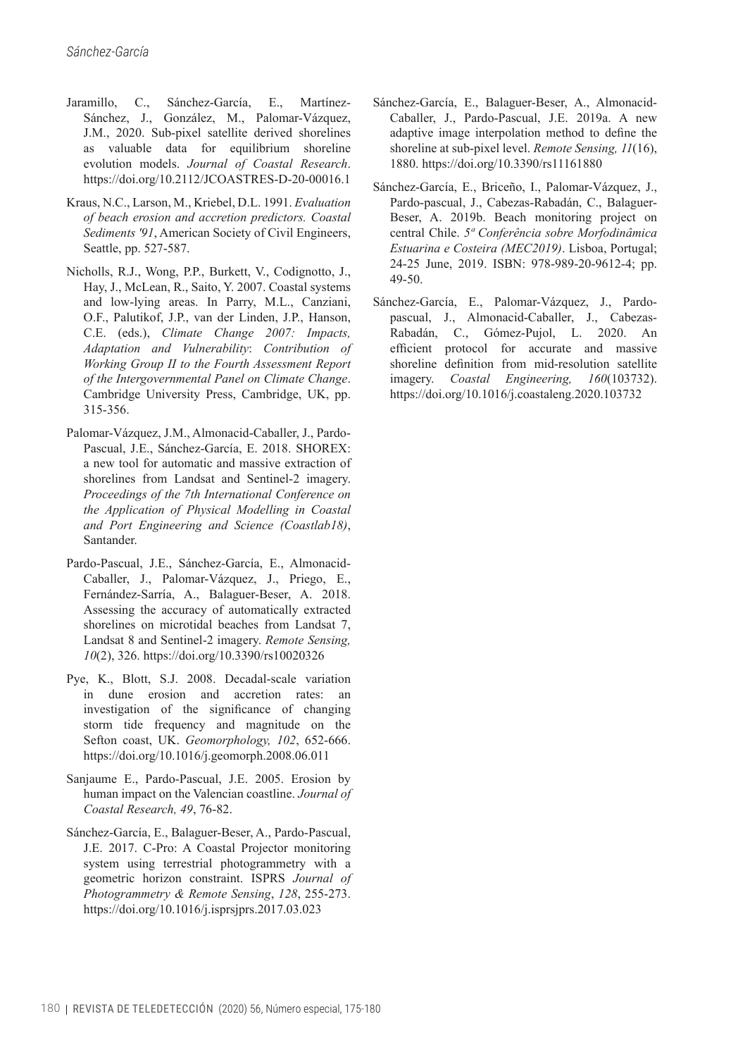Jaramillo, C., Sánchez-García, E., Martínez-Sánchez, J., González, M., Palomar-Vázquez, J.M., 2020. Sub-pixel satellite derived shorelines as valuable data for equilibrium shoreline evolution models. *Journal of Coastal Research*. https://doi.org/10.2112/JCOASTRES-D-20-00016.1

Kraus, N.C., Larson, M., Kriebel, D.L. 1991. *Evaluation of beach erosion and accretion predictors. Coastal Sediments '91*, American Society of Civil Engineers, Seattle, pp. 527-587.

Nicholls, R.J., Wong, P.P., Burkett, V., Codignotto, J., Hay, J., McLean, R., Saito, Y. 2007. Coastal systems and low-lying areas. In Parry, M.L., Canziani, O.F., Palutikof, J.P., van der Linden, J.P., Hanson, C.E. (eds.), *Climate Change 2007: Impacts, Adaptation and Vulnerability*: *Contribution of Working Group II to the Fourth Assessment Report of the Intergovernmental Panel on Climate Change*. Cambridge University Press, Cambridge, UK, pp. 315-356.

Palomar-Vázquez, J.M., Almonacid-Caballer, J., Pardo-Pascual, J.E., Sánchez-García, E. 2018. SHOREX: a new tool for automatic and massive extraction of shorelines from Landsat and Sentinel-2 imagery. *Proceedings of the 7th International Conference on the Application of Physical Modelling in Coastal and Port Engineering and Science (Coastlab18)*, Santander.

Pardo-Pascual, J.E., Sánchez-García, E., Almonacid-Caballer, J., Palomar-Vázquez, J., Priego, E., Fernández-Sarría, A., Balaguer-Beser, A. 2018. Assessing the accuracy of automatically extracted shorelines on microtidal beaches from Landsat 7, Landsat 8 and Sentinel-2 imagery. *Remote Sensing, 10*(2), 326. https://doi.org/10.3390/rs10020326

Pye, K., Blott, S.J. 2008. Decadal-scale variation in dune erosion and accretion rates: an investigation of the significance of changing storm tide frequency and magnitude on the Sefton coast, UK. *Geomorphology, 102*, 652-666. https://doi.org/10.1016/j.geomorph.2008.06.011

Sanjaume E., Pardo-Pascual, J.E. 2005. Erosion by human impact on the Valencian coastline. *Journal of Coastal Research, 49*, 76-82.

Sánchez-García, E., Balaguer-Beser, A., Pardo-Pascual, J.E. 2017. C-Pro: A Coastal Projector monitoring system using terrestrial photogrammetry with a geometric horizon constraint. ISPRS *Journal of Photogrammetry & Remote Sensing*, *128*, 255-273. https://doi.org/10.1016/j.isprsjprs.2017.03.023

Sánchez-García, E., Balaguer-Beser, A., Almonacid-Caballer, J., Pardo-Pascual, J.E. 2019a. A new adaptive image interpolation method to define the shoreline at sub-pixel level. *Remote Sensing, 11*(16), 1880. https://doi.org/10.3390/rs11161880

Sánchez-García, E., Briceño, I., Palomar-Vázquez, J., Pardo-pascual, J., Cabezas-Rabadán, C., Balaguer-Beser, A. 2019b. Beach monitoring project on central Chile. *5ª Conferência sobre Morfodinâmica Estuarina e Costeira (MEC2019)*. Lisboa, Portugal; 24-25 June, 2019. ISBN: 978-989-20-9612-4; pp. 49-50.

Sánchez-García, E., Palomar-Vázquez, J., Pardo-pascual, J., Almonacid-Caballer, J., Cabezas-Rabadán, C., Gómez-Pujol, L. 2020. An efficient protocol for accurate and massive shoreline definition from mid-resolution satellite imagery. *Coastal Engineering, 160*(103732). https://doi.org/10.1016/j.coastaleng.2020.103732